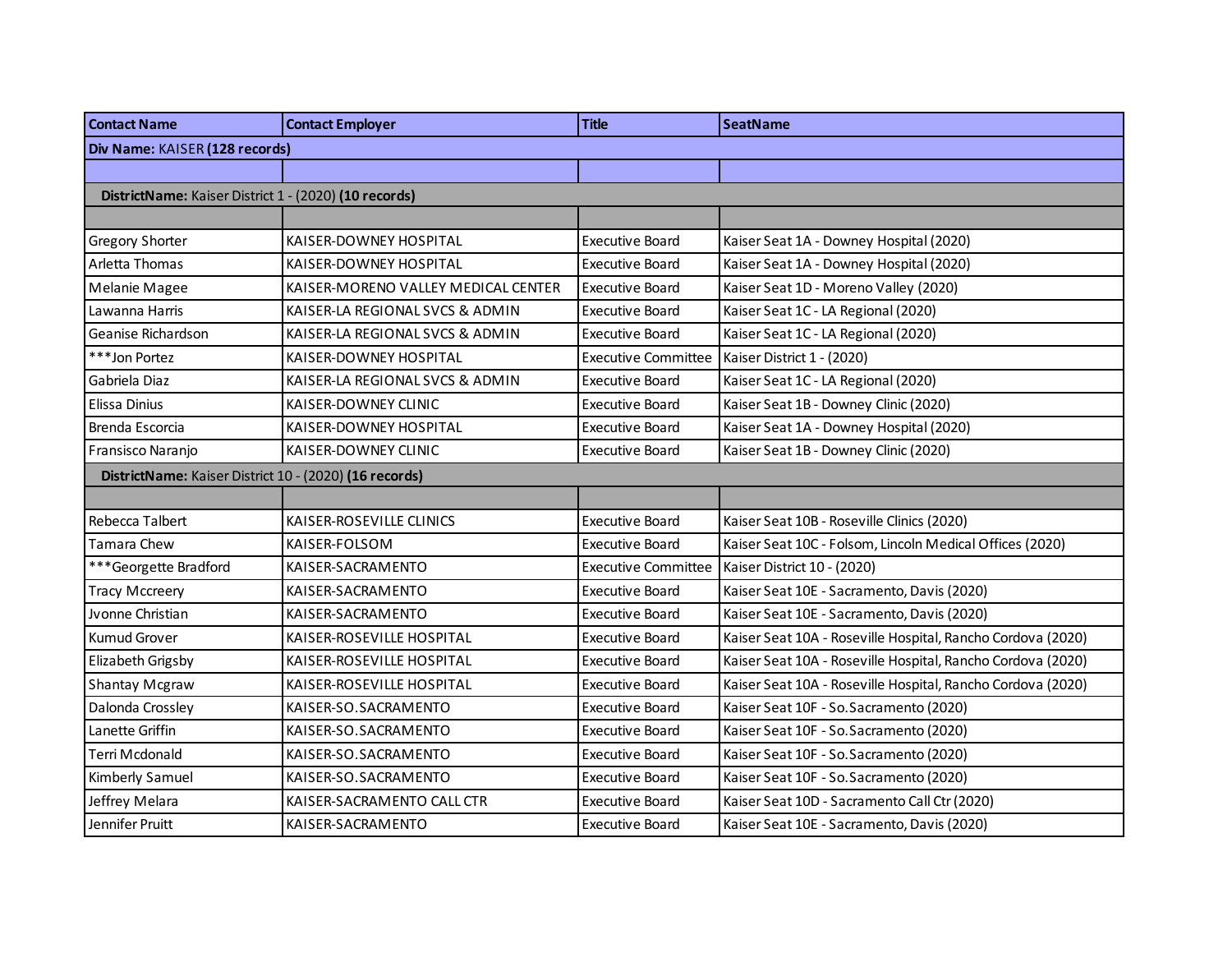| Contact Name | Contact Employer | Title | SeatName |
|---|---|---|---|
| **Div Name:** KAISER **(128 records)** | | | |
| | | | |
| **DistrictName:** Kaiser District 1 - (2020) **(10 records)** | | | |
| | | | |
| Gregory Shorter | KAISER-DOWNEY HOSPITAL | Executive Board | Kaiser Seat 1A - Downey Hospital (2020) |
| Arletta Thomas | KAISER-DOWNEY HOSPITAL | Executive Board | Kaiser Seat 1A - Downey Hospital (2020) |
| Melanie Magee | KAISER-MORENO VALLEY MEDICAL CENTER | Executive Board | Kaiser Seat 1D - Moreno Valley (2020) |
| Lawanna Harris | KAISER-LA REGIONAL SVCS & ADMIN | Executive Board | Kaiser Seat 1C - LA Regional (2020) |
| Geanise Richardson | KAISER-LA REGIONAL SVCS & ADMIN | Executive Board | Kaiser Seat 1C - LA Regional (2020) |
| ***Jon Portez | KAISER-DOWNEY HOSPITAL | Executive Committee | Kaiser District 1 - (2020) |
| Gabriela Diaz | KAISER-LA REGIONAL SVCS & ADMIN | Executive Board | Kaiser Seat 1C - LA Regional (2020) |
| Elissa Dinius | KAISER-DOWNEY CLINIC | Executive Board | Kaiser Seat 1B - Downey Clinic (2020) |
| Brenda Escorcia | KAISER-DOWNEY HOSPITAL | Executive Board | Kaiser Seat 1A - Downey Hospital (2020) |
| Fransisco Naranjo | KAISER-DOWNEY CLINIC | Executive Board | Kaiser Seat 1B - Downey Clinic (2020) |
| **DistrictName:** Kaiser District 10 - (2020) **(16 records)** | | | |
| | | | |
| Rebecca Talbert | KAISER-ROSEVILLE CLINICS | Executive Board | Kaiser Seat 10B - Roseville Clinics (2020) |
| Tamara Chew | KAISER-FOLSOM | Executive Board | Kaiser Seat 10C - Folsom, Lincoln Medical Offices (2020) |
| ***Georgette Bradford | KAISER-SACRAMENTO | Executive Committee | Kaiser District 10 - (2020) |
| Tracy Mccreery | KAISER-SACRAMENTO | Executive Board | Kaiser Seat 10E - Sacramento, Davis (2020) |
| Jvonne Christian | KAISER-SACRAMENTO | Executive Board | Kaiser Seat 10E - Sacramento, Davis (2020) |
| Kumud Grover | KAISER-ROSEVILLE HOSPITAL | Executive Board | Kaiser Seat 10A - Roseville Hospital, Rancho Cordova (2020) |
| Elizabeth Grigsby | KAISER-ROSEVILLE HOSPITAL | Executive Board | Kaiser Seat 10A - Roseville Hospital, Rancho Cordova (2020) |
| Shantay Mcgraw | KAISER-ROSEVILLE HOSPITAL | Executive Board | Kaiser Seat 10A - Roseville Hospital, Rancho Cordova (2020) |
| Dalonda Crossley | KAISER-SO.SACRAMENTO | Executive Board | Kaiser Seat 10F - So.Sacramento (2020) |
| Lanette Griffin | KAISER-SO.SACRAMENTO | Executive Board | Kaiser Seat 10F - So.Sacramento (2020) |
| Terri Mcdonald | KAISER-SO.SACRAMENTO | Executive Board | Kaiser Seat 10F - So.Sacramento (2020) |
| Kimberly Samuel | KAISER-SO.SACRAMENTO | Executive Board | Kaiser Seat 10F - So.Sacramento (2020) |
| Jeffrey Melara | KAISER-SACRAMENTO CALL CTR | Executive Board | Kaiser Seat 10D - Sacramento Call Ctr (2020) |
| Jennifer Pruitt | KAISER-SACRAMENTO | Executive Board | Kaiser Seat 10E - Sacramento, Davis (2020) |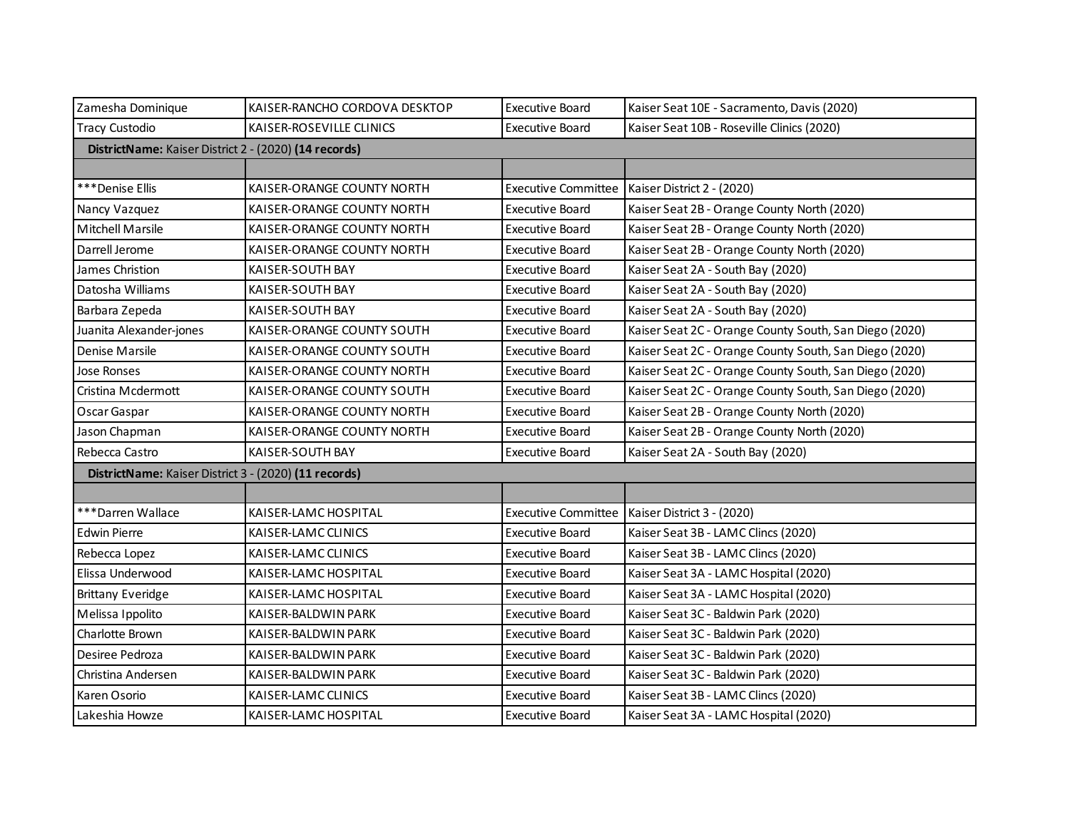| | | | |
|---|---|---|---|
| Zamesha Dominique | KAISER-RANCHO CORDOVA DESKTOP | Executive Board | Kaiser Seat 10E - Sacramento, Davis (2020) |
| Tracy Custodio | KAISER-ROSEVILLE CLINICS | Executive Board | Kaiser Seat 10B - Roseville Clinics (2020) |
| **DistrictName:** Kaiser District 2 - (2020) **(14 records)** | | | |
| | | | |
| ***Denise Ellis | KAISER-ORANGE COUNTY NORTH | Executive Committee | Kaiser District 2 - (2020) |
| Nancy Vazquez | KAISER-ORANGE COUNTY NORTH | Executive Board | Kaiser Seat 2B - Orange County North (2020) |
| Mitchell Marsile | KAISER-ORANGE COUNTY NORTH | Executive Board | Kaiser Seat 2B - Orange County North (2020) |
| Darrell Jerome | KAISER-ORANGE COUNTY NORTH | Executive Board | Kaiser Seat 2B - Orange County North (2020) |
| James Christion | KAISER-SOUTH BAY | Executive Board | Kaiser Seat 2A - South Bay (2020) |
| Datosha Williams | KAISER-SOUTH BAY | Executive Board | Kaiser Seat 2A - South Bay (2020) |
| Barbara Zepeda | KAISER-SOUTH BAY | Executive Board | Kaiser Seat 2A - South Bay (2020) |
| Juanita Alexander-jones | KAISER-ORANGE COUNTY SOUTH | Executive Board | Kaiser Seat 2C - Orange County South, San Diego (2020) |
| Denise Marsile | KAISER-ORANGE COUNTY SOUTH | Executive Board | Kaiser Seat 2C - Orange County South, San Diego (2020) |
| Jose Ronses | KAISER-ORANGE COUNTY NORTH | Executive Board | Kaiser Seat 2C - Orange County South, San Diego (2020) |
| Cristina Mcdermott | KAISER-ORANGE COUNTY SOUTH | Executive Board | Kaiser Seat 2C - Orange County South, San Diego (2020) |
| Oscar Gaspar | KAISER-ORANGE COUNTY NORTH | Executive Board | Kaiser Seat 2B - Orange County North (2020) |
| Jason Chapman | KAISER-ORANGE COUNTY NORTH | Executive Board | Kaiser Seat 2B - Orange County North (2020) |
| Rebecca Castro | KAISER-SOUTH BAY | Executive Board | Kaiser Seat 2A - South Bay (2020) |
| **DistrictName:** Kaiser District 3 - (2020) **(11 records)** | | | |
| | | | |
| ***Darren Wallace | KAISER-LAMC HOSPITAL | Executive Committee | Kaiser District 3 - (2020) |
| Edwin Pierre | KAISER-LAMC CLINICS | Executive Board | Kaiser Seat 3B - LAMC Clincs (2020) |
| Rebecca Lopez | KAISER-LAMC CLINICS | Executive Board | Kaiser Seat 3B - LAMC Clincs (2020) |
| Elissa Underwood | KAISER-LAMC HOSPITAL | Executive Board | Kaiser Seat 3A - LAMC Hospital (2020) |
| Brittany Everidge | KAISER-LAMC HOSPITAL | Executive Board | Kaiser Seat 3A - LAMC Hospital (2020) |
| Melissa Ippolito | KAISER-BALDWIN PARK | Executive Board | Kaiser Seat 3C - Baldwin Park (2020) |
| Charlotte Brown | KAISER-BALDWIN PARK | Executive Board | Kaiser Seat 3C - Baldwin Park (2020) |
| Desiree Pedroza | KAISER-BALDWIN PARK | Executive Board | Kaiser Seat 3C - Baldwin Park (2020) |
| Christina Andersen | KAISER-BALDWIN PARK | Executive Board | Kaiser Seat 3C - Baldwin Park (2020) |
| Karen Osorio | KAISER-LAMC CLINICS | Executive Board | Kaiser Seat 3B - LAMC Clincs (2020) |
| Lakeshia Howze | KAISER-LAMC HOSPITAL | Executive Board | Kaiser Seat 3A - LAMC Hospital (2020) |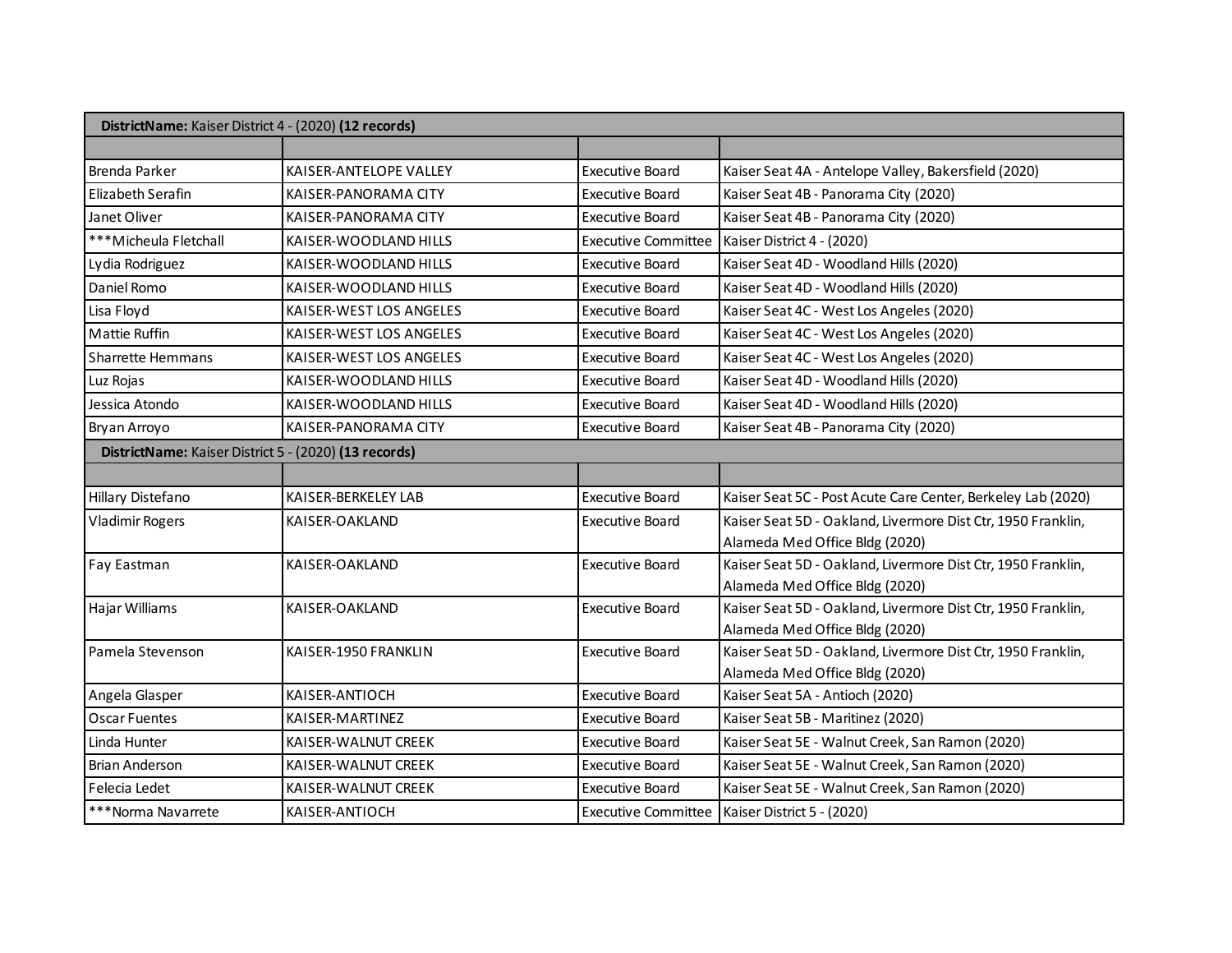| **DistrictName:** Kaiser District 4 - (2020) **(12 records)** | | | |
|---|---|---|---|
| | | | |
| Brenda Parker | KAISER-ANTELOPE VALLEY | Executive Board | Kaiser Seat 4A - Antelope Valley, Bakersfield (2020) |
| Elizabeth Serafin | KAISER-PANORAMA CITY | Executive Board | Kaiser Seat 4B - Panorama City (2020) |
| Janet Oliver | KAISER-PANORAMA CITY | Executive Board | Kaiser Seat 4B - Panorama City (2020) |
| ***Micheula Fletchall | KAISER-WOODLAND HILLS | Executive Committee | Kaiser District 4 - (2020) |
| Lydia Rodriguez | KAISER-WOODLAND HILLS | Executive Board | Kaiser Seat 4D - Woodland Hills (2020) |
| Daniel Romo | KAISER-WOODLAND HILLS | Executive Board | Kaiser Seat 4D - Woodland Hills (2020) |
| Lisa Floyd | KAISER-WEST LOS ANGELES | Executive Board | Kaiser Seat 4C - West Los Angeles (2020) |
| Mattie Ruffin | KAISER-WEST LOS ANGELES | Executive Board | Kaiser Seat 4C - West Los Angeles (2020) |
| Sharrette Hemmans | KAISER-WEST LOS ANGELES | Executive Board | Kaiser Seat 4C - West Los Angeles (2020) |
| Luz Rojas | KAISER-WOODLAND HILLS | Executive Board | Kaiser Seat 4D - Woodland Hills (2020) |
| Jessica Atondo | KAISER-WOODLAND HILLS | Executive Board | Kaiser Seat 4D - Woodland Hills (2020) |
| Bryan Arroyo | KAISER-PANORAMA CITY | Executive Board | Kaiser Seat 4B - Panorama City (2020) |
| **DistrictName:** Kaiser District 5 - (2020) **(13 records)** | | | |
| | | | |
| Hillary Distefano | KAISER-BERKELEY LAB | Executive Board | Kaiser Seat 5C - Post Acute Care Center, Berkeley Lab (2020) |
| Vladimir Rogers | KAISER-OAKLAND | Executive Board | Kaiser Seat 5D - Oakland, Livermore Dist Ctr, 1950 Franklin, Alameda Med Office Bldg (2020) |
| Fay Eastman | KAISER-OAKLAND | Executive Board | Kaiser Seat 5D - Oakland, Livermore Dist Ctr, 1950 Franklin, Alameda Med Office Bldg (2020) |
| Hajar Williams | KAISER-OAKLAND | Executive Board | Kaiser Seat 5D - Oakland, Livermore Dist Ctr, 1950 Franklin, Alameda Med Office Bldg (2020) |
| Pamela Stevenson | KAISER-1950 FRANKLIN | Executive Board | Kaiser Seat 5D - Oakland, Livermore Dist Ctr, 1950 Franklin, Alameda Med Office Bldg (2020) |
| Angela Glasper | KAISER-ANTIOCH | Executive Board | Kaiser Seat 5A - Antioch (2020) |
| Oscar Fuentes | KAISER-MARTINEZ | Executive Board | Kaiser Seat 5B - Maritinez (2020) |
| Linda Hunter | KAISER-WALNUT CREEK | Executive Board | Kaiser Seat 5E - Walnut Creek, San Ramon (2020) |
| Brian Anderson | KAISER-WALNUT CREEK | Executive Board | Kaiser Seat 5E - Walnut Creek, San Ramon (2020) |
| Felecia Ledet | KAISER-WALNUT CREEK | Executive Board | Kaiser Seat 5E - Walnut Creek, San Ramon (2020) |
| ***Norma Navarrete | KAISER-ANTIOCH | Executive Committee | Kaiser District 5 - (2020) |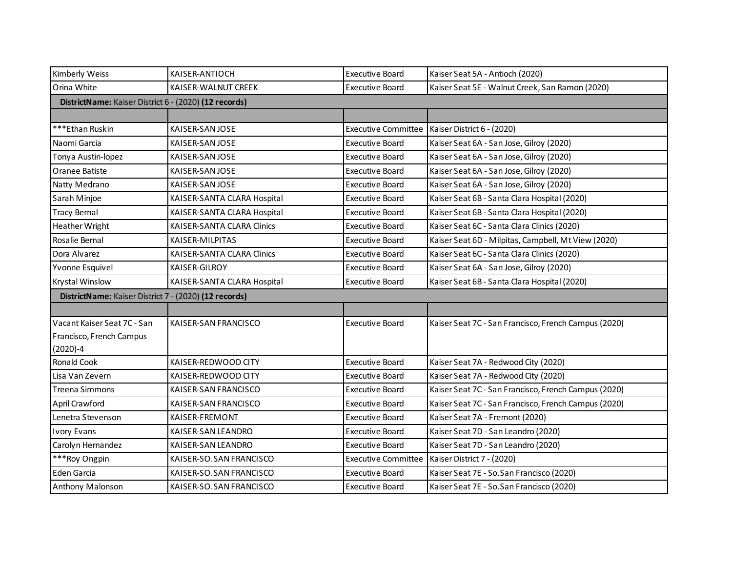| | | | |
|---|---|---|---|
| Kimberly Weiss | KAISER-ANTIOCH | Executive Board | Kaiser Seat 5A - Antioch (2020) |
| Orina White | KAISER-WALNUT CREEK | Executive Board | Kaiser Seat 5E - Walnut Creek, San Ramon (2020) |
| **DistrictName:** Kaiser District 6 - (2020) **(12 records)** | | | |
| | | | |
| ***Ethan Ruskin | KAISER-SAN JOSE | Executive Committee | Kaiser District 6 - (2020) |
| Naomi Garcia | KAISER-SAN JOSE | Executive Board | Kaiser Seat 6A - San Jose, Gilroy (2020) |
| Tonya Austin-lopez | KAISER-SAN JOSE | Executive Board | Kaiser Seat 6A - San Jose, Gilroy (2020) |
| Oranee Batiste | KAISER-SAN JOSE | Executive Board | Kaiser Seat 6A - San Jose, Gilroy (2020) |
| Natty Medrano | KAISER-SAN JOSE | Executive Board | Kaiser Seat 6A - San Jose, Gilroy (2020) |
| Sarah Minjoe | KAISER-SANTA CLARA Hospital | Executive Board | Kaiser Seat 6B - Santa Clara Hospital (2020) |
| Tracy Bernal | KAISER-SANTA CLARA Hospital | Executive Board | Kaiser Seat 6B - Santa Clara Hospital (2020) |
| Heather Wright | KAISER-SANTA CLARA Clinics | Executive Board | Kaiser Seat 6C - Santa Clara Clinics (2020) |
| Rosalie Bernal | KAISER-MILPITAS | Executive Board | Kaiser Seat 6D - Milpitas, Campbell, Mt View (2020) |
| Dora Alvarez | KAISER-SANTA CLARA Clinics | Executive Board | Kaiser Seat 6C - Santa Clara Clinics (2020) |
| Yvonne Esquivel | KAISER-GILROY | Executive Board | Kaiser Seat 6A - San Jose, Gilroy (2020) |
| Krystal Winslow | KAISER-SANTA CLARA Hospital | Executive Board | Kaiser Seat 6B - Santa Clara Hospital (2020) |
| **DistrictName:** Kaiser District 7 - (2020) **(12 records)** | | | |
| | | | |
| Vacant Kaiser Seat 7C - San Francisco, French Campus (2020)-4 | KAISER-SAN FRANCISCO | Executive Board | Kaiser Seat 7C - San Francisco, French Campus (2020) |
| Ronald Cook | KAISER-REDWOOD CITY | Executive Board | Kaiser Seat 7A - Redwood City (2020) |
| Lisa Van Zevern | KAISER-REDWOOD CITY | Executive Board | Kaiser Seat 7A - Redwood City (2020) |
| Treena Simmons | KAISER-SAN FRANCISCO | Executive Board | Kaiser Seat 7C - San Francisco, French Campus (2020) |
| April Crawford | KAISER-SAN FRANCISCO | Executive Board | Kaiser Seat 7C - San Francisco, French Campus (2020) |
| Lenetra Stevenson | KAISER-FREMONT | Executive Board | Kaiser Seat 7A - Fremont (2020) |
| Ivory Evans | KAISER-SAN LEANDRO | Executive Board | Kaiser Seat 7D - San Leandro (2020) |
| Carolyn Hernandez | KAISER-SAN LEANDRO | Executive Board | Kaiser Seat 7D - San Leandro (2020) |
| ***Roy Ongpin | KAISER-SO.SAN FRANCISCO | Executive Committee | Kaiser District 7 - (2020) |
| Eden Garcia | KAISER-SO.SAN FRANCISCO | Executive Board | Kaiser Seat 7E - So.San Francisco (2020) |
| Anthony Malonson | KAISER-SO.SAN FRANCISCO | Executive Board | Kaiser Seat 7E - So.San Francisco (2020) |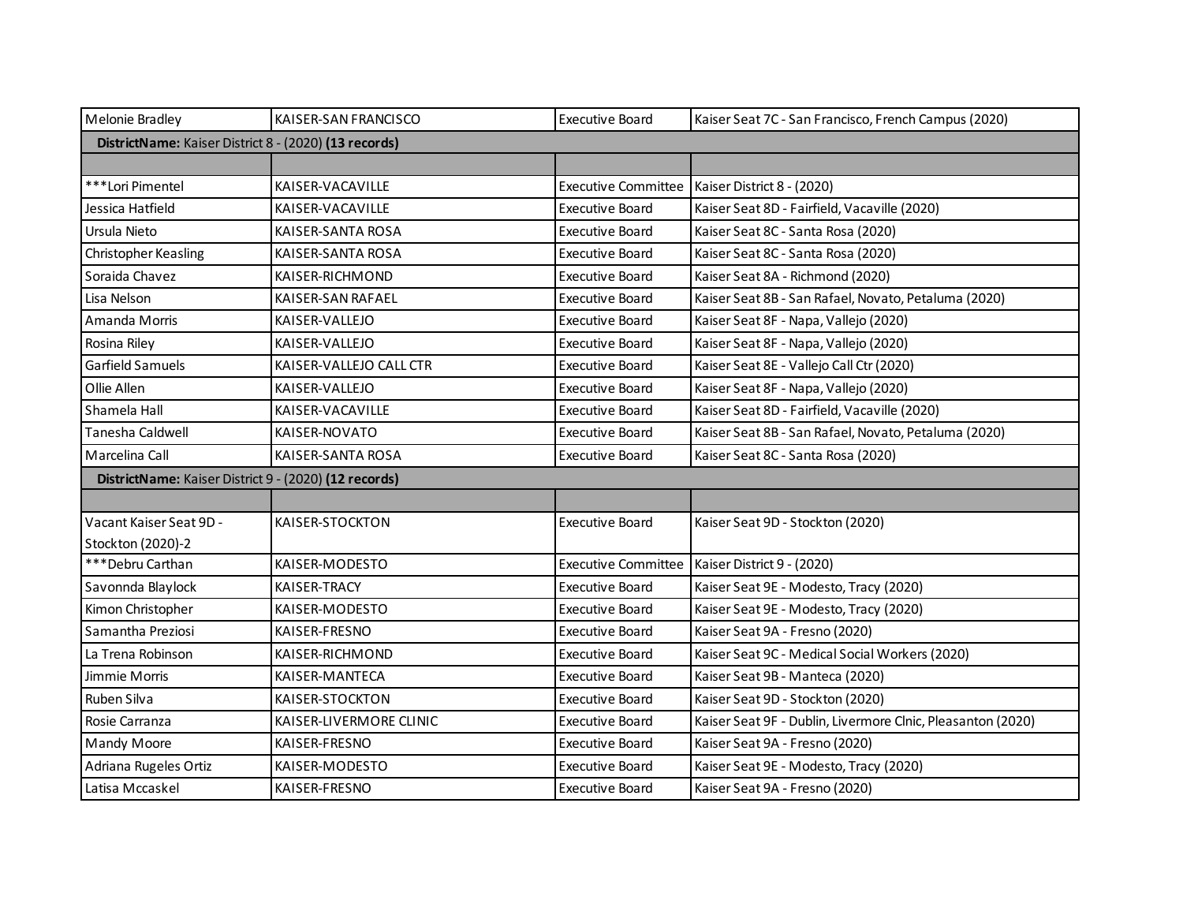| | | | |
|---|---|---|---|
| Melonie Bradley | KAISER-SAN FRANCISCO | Executive Board | Kaiser Seat 7C - San Francisco, French Campus (2020) |
| **DistrictName:** Kaiser District 8 - (2020) **(13 records)** | | | |
| | | | |
| ***Lori Pimentel | KAISER-VACAVILLE | Executive Committee | Kaiser District 8 - (2020) |
| Jessica Hatfield | KAISER-VACAVILLE | Executive Board | Kaiser Seat 8D - Fairfield, Vacaville (2020) |
| Ursula Nieto | KAISER-SANTA ROSA | Executive Board | Kaiser Seat 8C - Santa Rosa (2020) |
| Christopher Keasling | KAISER-SANTA ROSA | Executive Board | Kaiser Seat 8C - Santa Rosa (2020) |
| Soraida Chavez | KAISER-RICHMOND | Executive Board | Kaiser Seat 8A - Richmond (2020) |
| Lisa Nelson | KAISER-SAN RAFAEL | Executive Board | Kaiser Seat 8B - San Rafael, Novato, Petaluma (2020) |
| Amanda Morris | KAISER-VALLEJO | Executive Board | Kaiser Seat 8F - Napa, Vallejo (2020) |
| Rosina Riley | KAISER-VALLEJO | Executive Board | Kaiser Seat 8F - Napa, Vallejo (2020) |
| Garfield Samuels | KAISER-VALLEJO CALL CTR | Executive Board | Kaiser Seat 8E - Vallejo Call Ctr (2020) |
| Ollie Allen | KAISER-VALLEJO | Executive Board | Kaiser Seat 8F - Napa, Vallejo (2020) |
| Shamela Hall | KAISER-VACAVILLE | Executive Board | Kaiser Seat 8D - Fairfield, Vacaville (2020) |
| Tanesha Caldwell | KAISER-NOVATO | Executive Board | Kaiser Seat 8B - San Rafael, Novato, Petaluma (2020) |
| Marcelina Call | KAISER-SANTA ROSA | Executive Board | Kaiser Seat 8C - Santa Rosa (2020) |
| **DistrictName:** Kaiser District 9 - (2020) **(12 records)** | | | |
| | | | |
| Vacant Kaiser Seat 9D - Stockton (2020)-2 | KAISER-STOCKTON | Executive Board | Kaiser Seat 9D - Stockton (2020) |
| ***Debru Carthan | KAISER-MODESTO | Executive Committee | Kaiser District 9 - (2020) |
| Savonnda Blaylock | KAISER-TRACY | Executive Board | Kaiser Seat 9E - Modesto, Tracy (2020) |
| Kimon Christopher | KAISER-MODESTO | Executive Board | Kaiser Seat 9E - Modesto, Tracy (2020) |
| Samantha Preziosi | KAISER-FRESNO | Executive Board | Kaiser Seat 9A - Fresno (2020) |
| La Trena Robinson | KAISER-RICHMOND | Executive Board | Kaiser Seat 9C - Medical Social Workers (2020) |
| Jimmie Morris | KAISER-MANTECA | Executive Board | Kaiser Seat 9B - Manteca (2020) |
| Ruben Silva | KAISER-STOCKTON | Executive Board | Kaiser Seat 9D - Stockton (2020) |
| Rosie Carranza | KAISER-LIVERMORE CLINIC | Executive Board | Kaiser Seat 9F - Dublin, Livermore Clnic, Pleasanton (2020) |
| Mandy Moore | KAISER-FRESNO | Executive Board | Kaiser Seat 9A - Fresno (2020) |
| Adriana Rugeles Ortiz | KAISER-MODESTO | Executive Board | Kaiser Seat 9E - Modesto, Tracy (2020) |
| Latisa Mccaskel | KAISER-FRESNO | Executive Board | Kaiser Seat 9A - Fresno (2020) |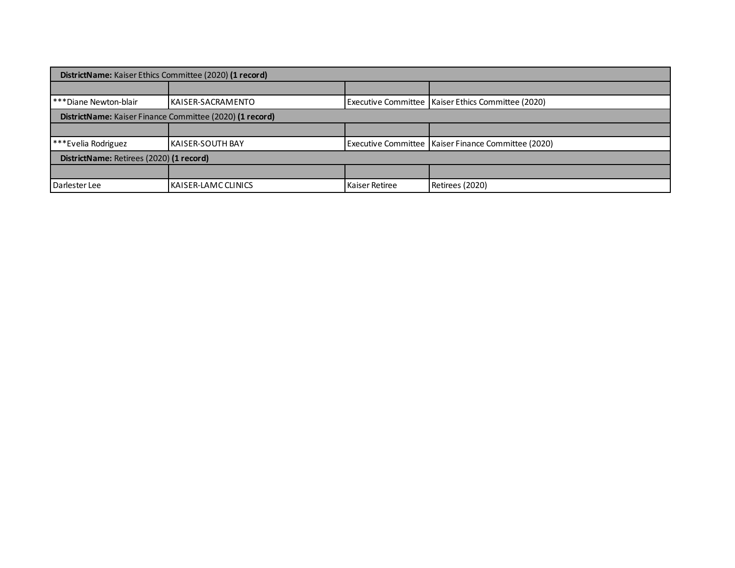| | | | |
|---|---|---|---|
| **DistrictName:** Kaiser Ethics Committee (2020) **(1 record)** | | | |
| | | | |
| ***Diane Newton-blair | KAISER-SACRAMENTO | Executive Committee | Kaiser Ethics Committee (2020) |
| **DistrictName:** Kaiser Finance Committee (2020) **(1 record)** | | | |
| | | | |
| ***Evelia Rodriguez | KAISER-SOUTH BAY | Executive Committee | Kaiser Finance Committee (2020) |
| **DistrictName:** Retirees (2020) **(1 record)** | | | |
| | | | |
| Darlester Lee | KAISER-LAMC CLINICS | Kaiser Retiree | Retirees (2020) |